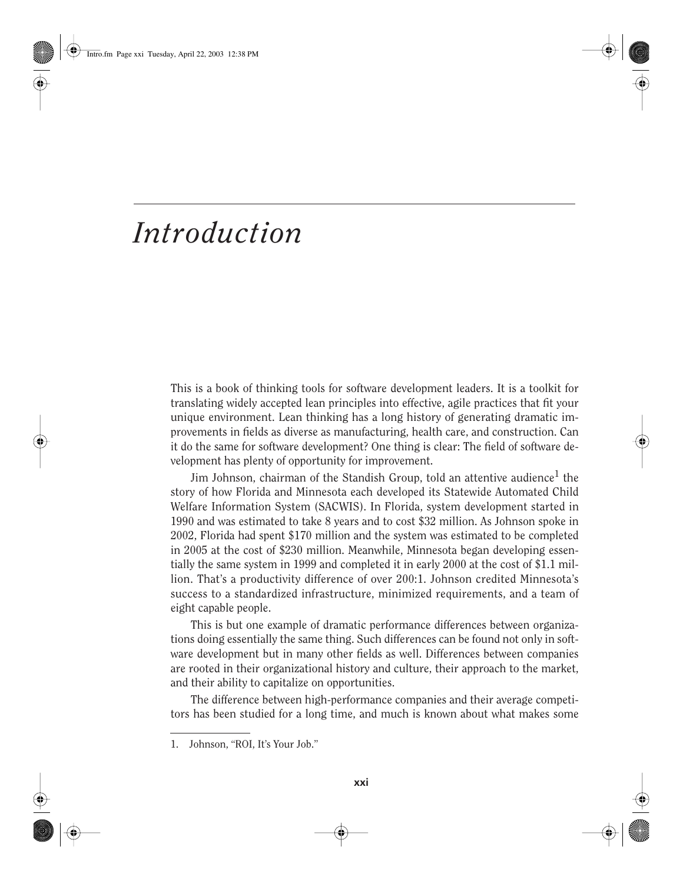# Introduction

This is a book of thinking tools for software development leaders. It is a toolkit for translating widely accepted lean principles into effective, agile practices that fit your unique environment. Lean thinking has a long history of generating dramatic improvements in fields as diverse as manufacturing, health care, and construction. Can it do the same for software development? One thing is clear: The field of software development has plenty of opportunity for improvement.

Jim Johnson, chairman of the Standish Group, told an attentive audience[1] the story of how Florida and Minnesota each developed its Statewide Automated Child Welfare Information System (SACWIS). In Florida, system development started in 1990 and was estimated to take 8 years and to cost $32 million. As Johnson spoke in 2002, Florida had spent $170 million and the system was estimated to be completed in 2005 at the cost of $230 million. Meanwhile, Minnesota began developing essentially the same system in 1999 and completed it in early 2000 at the cost of $1.1 million. That's a productivity difference of over 200:1. Johnson credited Minnesota's success to a standardized infrastructure, minimized requirements, and a team of eight capable people.

This is but one example of dramatic performance differences between organizations doing essentially the same thing. Such differences can be found not only in software development but in many other fields as well. Differences between companies are rooted in their organizational history and culture, their approach to the market, and their ability to capitalize on opportunities.

The difference between high-performance companies and their average competitors has been studied for a long time, and much is known about what makes some

1. Johnson, "ROI, It's Your Job."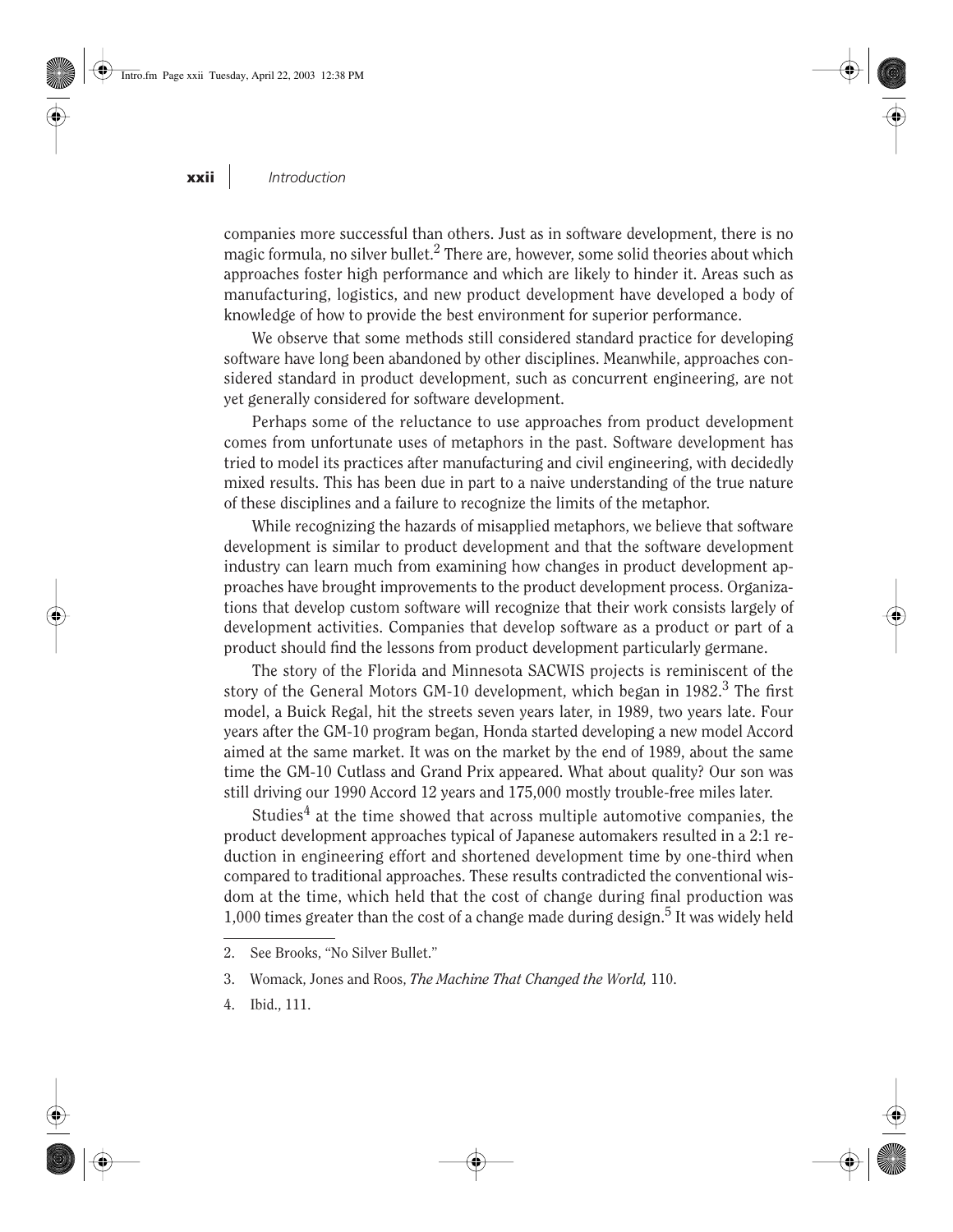companies more successful than others. Just as in software development, there is no magic formula, no silver bullet.[2] There are, however, some solid theories about which approaches foster high performance and which are likely to hinder it. Areas such as manufacturing, logistics, and new product development have developed a body of knowledge of how to provide the best environment for superior performance.

We observe that some methods still considered standard practice for developing software have long been abandoned by other disciplines. Meanwhile, approaches considered standard in product development, such as concurrent engineering, are not yet generally considered for software development.

Perhaps some of the reluctance to use approaches from product development comes from unfortunate uses of metaphors in the past. Software development has tried to model its practices after manufacturing and civil engineering, with decidedly mixed results. This has been due in part to a naive understanding of the true nature of these disciplines and a failure to recognize the limits of the metaphor.

While recognizing the hazards of misapplied metaphors, we believe that software development is similar to product development and that the software development industry can learn much from examining how changes in product development approaches have brought improvements to the product development process. Organizations that develop custom software will recognize that their work consists largely of development activities. Companies that develop software as a product or part of a product should find the lessons from product development particularly germane.

The story of the Florida and Minnesota SACWIS projects is reminiscent of the story of the General Motors GM-10 development, which began in 1982.[3] The first model, a Buick Regal, hit the streets seven years later, in 1989, two years late. Four years after the GM-10 program began, Honda started developing a new model Accord aimed at the same market. It was on the market by the end of 1989, about the same time the GM-10 Cutlass and Grand Prix appeared. What about quality? Our son was still driving our 1990 Accord 12 years and 175,000 mostly trouble-free miles later.

Studies[4] at the time showed that across multiple automotive companies, the product development approaches typical of Japanese automakers resulted in a 2:1 reduction in engineering effort and shortened development time by one-third when compared to traditional approaches. These results contradicted the conventional wisdom at the time, which held that the cost of change during final production was 1,000 times greater than the cost of a change made during design.[5] It was widely held

---

2. See Brooks, "No Silver Bullet."
3. Womack, Jones and Roos, *The Machine That Changed the World,* 110.
4. Ibid., 111.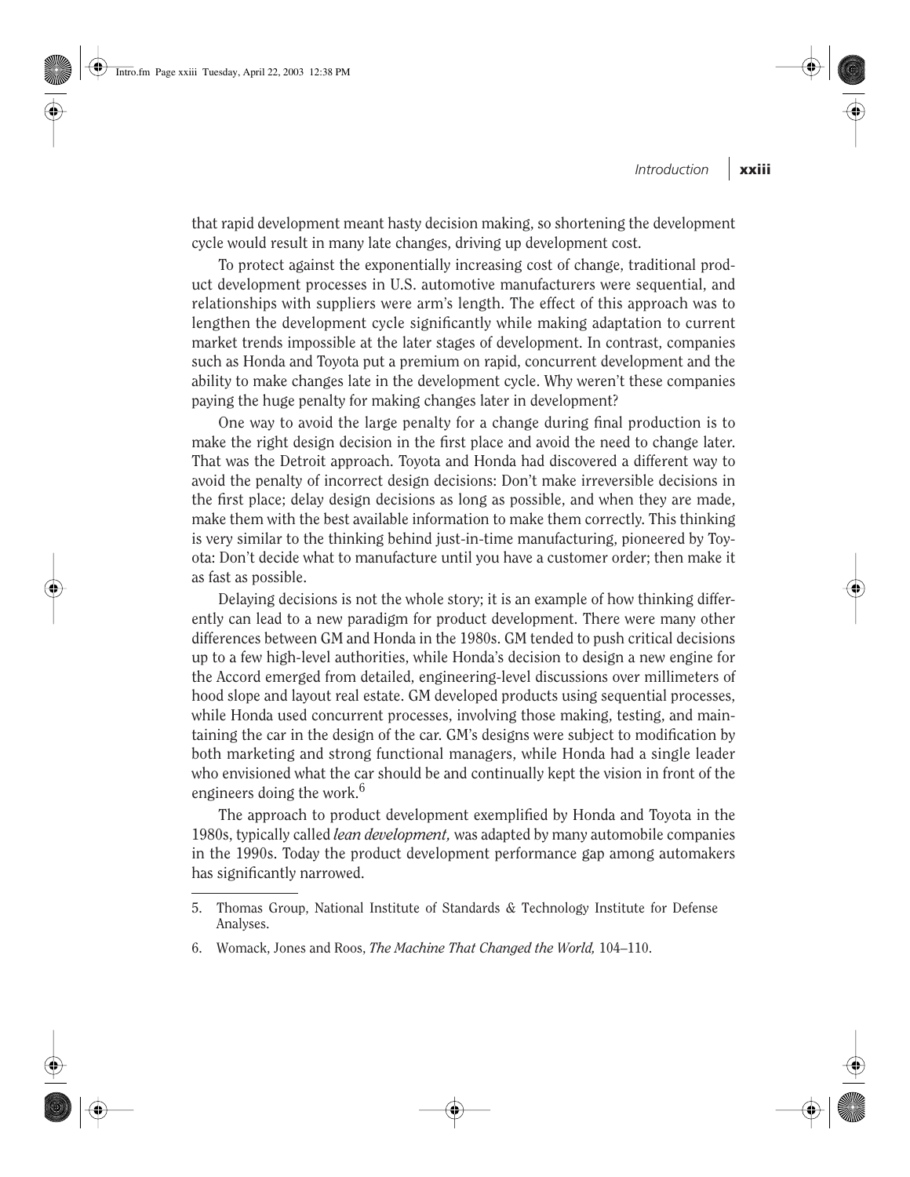that rapid development meant hasty decision making, so shortening the development cycle would result in many late changes, driving up development cost.

To protect against the exponentially increasing cost of change, traditional product development processes in U.S. automotive manufacturers were sequential, and relationships with suppliers were arm's length. The effect of this approach was to lengthen the development cycle significantly while making adaptation to current market trends impossible at the later stages of development. In contrast, companies such as Honda and Toyota put a premium on rapid, concurrent development and the ability to make changes late in the development cycle. Why weren't these companies paying the huge penalty for making changes later in development?

One way to avoid the large penalty for a change during final production is to make the right design decision in the first place and avoid the need to change later. That was the Detroit approach. Toyota and Honda had discovered a different way to avoid the penalty of incorrect design decisions: Don't make irreversible decisions in the first place; delay design decisions as long as possible, and when they are made, make them with the best available information to make them correctly. This thinking is very similar to the thinking behind just-in-time manufacturing, pioneered by Toyota: Don't decide what to manufacture until you have a customer order; then make it as fast as possible.

Delaying decisions is not the whole story; it is an example of how thinking differently can lead to a new paradigm for product development. There were many other differences between GM and Honda in the 1980s. GM tended to push critical decisions up to a few high-level authorities, while Honda's decision to design a new engine for the Accord emerged from detailed, engineering-level discussions over millimeters of hood slope and layout real estate. GM developed products using sequential processes, while Honda used concurrent processes, involving those making, testing, and maintaining the car in the design of the car. GM's designs were subject to modification by both marketing and strong functional managers, while Honda had a single leader who envisioned what the car should be and continually kept the vision in front of the engineers doing the work.[6]

The approach to product development exemplified by Honda and Toyota in the 1980s, typically called *lean development,* was adapted by many automobile companies in the 1990s. Today the product development performance gap among automakers has significantly narrowed.

---

5. Thomas Group, National Institute of Standards & Technology Institute for Defense Analyses.

6. Womack, Jones and Roos, *The Machine That Changed the World,* 104–110.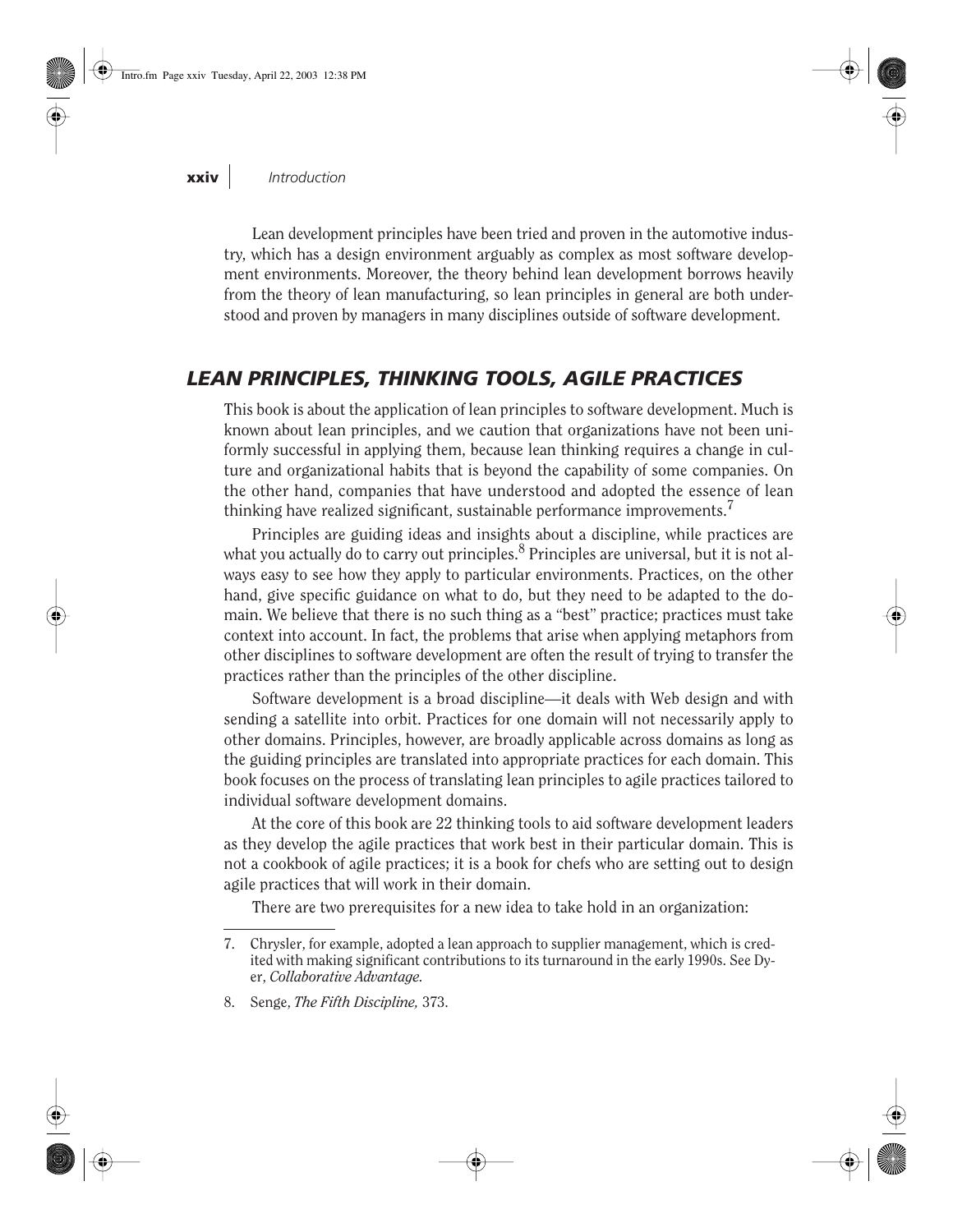Lean development principles have been tried and proven in the automotive industry, which has a design environment arguably as complex as most software development environments. Moreover, the theory behind lean development borrows heavily from the theory of lean manufacturing, so lean principles in general are both understood and proven by managers in many disciplines outside of software development.

## LEAN PRINCIPLES, THINKING TOOLS, AGILE PRACTICES

This book is about the application of lean principles to software development. Much is known about lean principles, and we caution that organizations have not been uniformly successful in applying them, because lean thinking requires a change in culture and organizational habits that is beyond the capability of some companies. On the other hand, companies that have understood and adopted the essence of lean thinking have realized significant, sustainable performance improvements.[7]

Principles are guiding ideas and insights about a discipline, while practices are what you actually do to carry out principles.[8] Principles are universal, but it is not always easy to see how they apply to particular environments. Practices, on the other hand, give specific guidance on what to do, but they need to be adapted to the domain. We believe that there is no such thing as a "best" practice; practices must take context into account. In fact, the problems that arise when applying metaphors from other disciplines to software development are often the result of trying to transfer the practices rather than the principles of the other discipline.

Software development is a broad discipline—it deals with Web design and with sending a satellite into orbit. Practices for one domain will not necessarily apply to other domains. Principles, however, are broadly applicable across domains as long as the guiding principles are translated into appropriate practices for each domain. This book focuses on the process of translating lean principles to agile practices tailored to individual software development domains.

At the core of this book are 22 thinking tools to aid software development leaders as they develop the agile practices that work best in their particular domain. This is not a cookbook of agile practices; it is a book for chefs who are setting out to design agile practices that will work in their domain.

There are two prerequisites for a new idea to take hold in an organization:

---

7. Chrysler, for example, adopted a lean approach to supplier management, which is credited with making significant contributions to its turnaround in the early 1990s. See Dyer, *Collaborative Advantage*.

8. Senge, *The Fifth Discipline,* 373.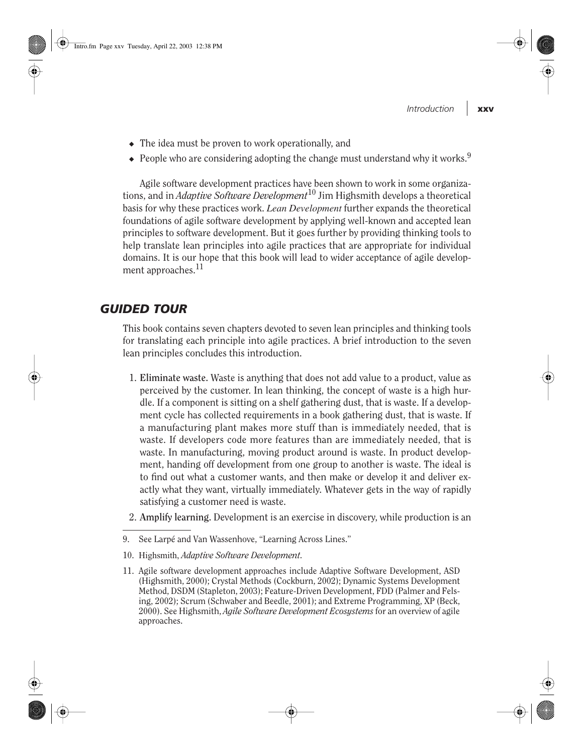- The idea must be proven to work operationally, and
- People who are considering adopting the change must understand why it works.[9]

Agile software development practices have been shown to work in some organizations, and in *Adaptive Software Development*[10] Jim Highsmith develops a theoretical basis for why these practices work. *Lean Development* further expands the theoretical foundations of agile software development by applying well-known and accepted lean principles to software development. But it goes further by providing thinking tools to help translate lean principles into agile practices that are appropriate for individual domains. It is our hope that this book will lead to wider acceptance of agile development approaches.[11]

## GUIDED TOUR

This book contains seven chapters devoted to seven lean principles and thinking tools for translating each principle into agile practices. A brief introduction to the seven lean principles concludes this introduction.

1. **Eliminate waste.** Waste is anything that does not add value to a product, value as perceived by the customer. In lean thinking, the concept of waste is a high hurdle. If a component is sitting on a shelf gathering dust, that is waste. If a development cycle has collected requirements in a book gathering dust, that is waste. If a manufacturing plant makes more stuff than is immediately needed, that is waste. If developers code more features than are immediately needed, that is waste. In manufacturing, moving product around is waste. In product development, handing off development from one group to another is waste. The ideal is to find out what a customer wants, and then make or develop it and deliver exactly what they want, virtually immediately. Whatever gets in the way of rapidly satisfying a customer need is waste.
2. **Amplify learning.** Development is an exercise in discovery, while production is an

---

9. See Larpé and Van Wassenhove, "Learning Across Lines."
10. Highsmith, *Adaptive Software Development*.
11. Agile software development approaches include Adaptive Software Development, ASD (Highsmith, 2000); Crystal Methods (Cockburn, 2002); Dynamic Systems Development Method, DSDM (Stapleton, 2003); Feature-Driven Development, FDD (Palmer and Felsing, 2002); Scrum (Schwaber and Beedle, 2001); and Extreme Programming, XP (Beck, 2000). See Highsmith, *Agile Software Development Ecosystems* for an overview of agile approaches.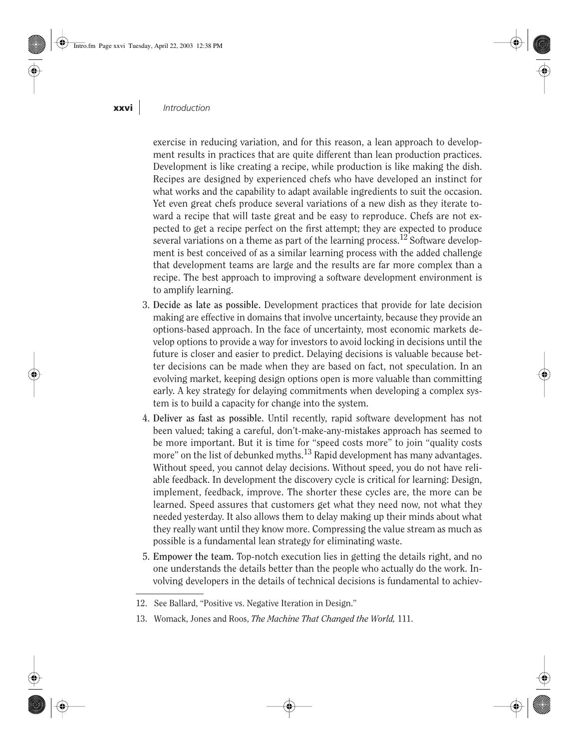exercise in reducing variation, and for this reason, a lean approach to development results in practices that are quite different than lean production practices. Development is like creating a recipe, while production is like making the dish. Recipes are designed by experienced chefs who have developed an instinct for what works and the capability to adapt available ingredients to suit the occasion. Yet even great chefs produce several variations of a new dish as they iterate toward a recipe that will taste great and be easy to reproduce. Chefs are not expected to get a recipe perfect on the first attempt; they are expected to produce several variations on a theme as part of the learning process.[12] Software development is best conceived of as a similar learning process with the added challenge that development teams are large and the results are far more complex than a recipe. The best approach to improving a software development environment is to amplify learning.

3. **Decide as late as possible.** Development practices that provide for late decision making are effective in domains that involve uncertainty, because they provide an options-based approach. In the face of uncertainty, most economic markets develop options to provide a way for investors to avoid locking in decisions until the future is closer and easier to predict. Delaying decisions is valuable because better decisions can be made when they are based on fact, not speculation. In an evolving market, keeping design options open is more valuable than committing early. A key strategy for delaying commitments when developing a complex system is to build a capacity for change into the system.
4. **Deliver as fast as possible.** Until recently, rapid software development has not been valued; taking a careful, don't-make-any-mistakes approach has seemed to be more important. But it is time for "speed costs more" to join "quality costs more" on the list of debunked myths.[13] Rapid development has many advantages. Without speed, you cannot delay decisions. Without speed, you do not have reliable feedback. In development the discovery cycle is critical for learning: Design, implement, feedback, improve. The shorter these cycles are, the more can be learned. Speed assures that customers get what they need now, not what they needed yesterday. It also allows them to delay making up their minds about what they really want until they know more. Compressing the value stream as much as possible is a fundamental lean strategy for eliminating waste.
5. **Empower the team.** Top-notch execution lies in getting the details right, and no one understands the details better than the people who actually do the work. Involving developers in the details of technical decisions is fundamental to achiev-

12. See Ballard, "Positive vs. Negative Iteration in Design."
13. Womack, Jones and Roos, *The Machine That Changed the World,* 111.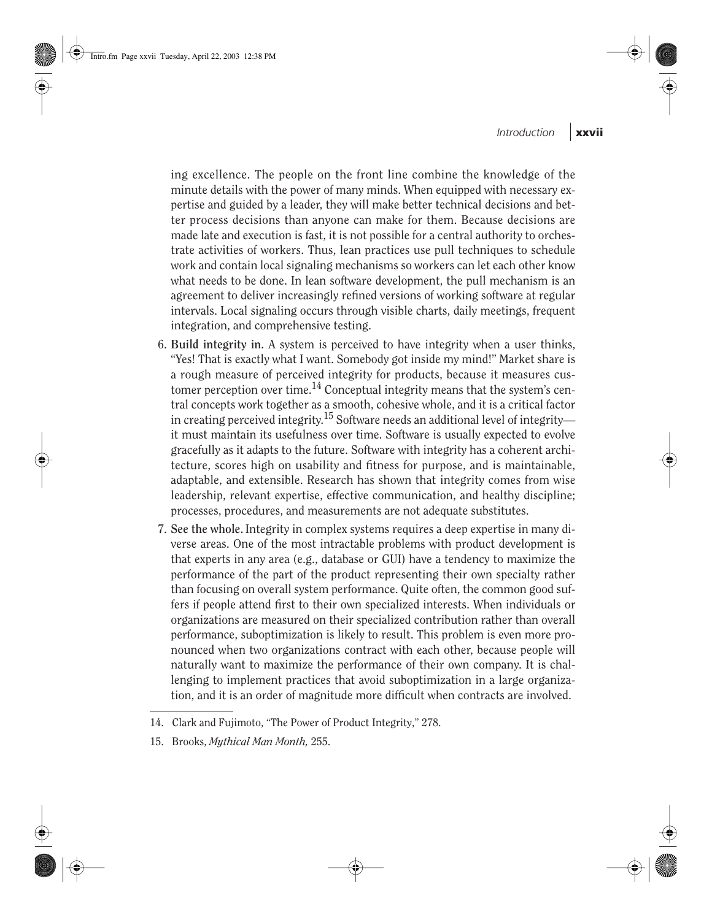ing excellence. The people on the front line combine the knowledge of the minute details with the power of many minds. When equipped with necessary expertise and guided by a leader, they will make better technical decisions and better process decisions than anyone can make for them. Because decisions are made late and execution is fast, it is not possible for a central authority to orchestrate activities of workers. Thus, lean practices use pull techniques to schedule work and contain local signaling mechanisms so workers can let each other know what needs to be done. In lean software development, the pull mechanism is an agreement to deliver increasingly refined versions of working software at regular intervals. Local signaling occurs through visible charts, daily meetings, frequent integration, and comprehensive testing.

6. **Build integrity in.** A system is perceived to have integrity when a user thinks, "Yes! That is exactly what I want. Somebody got inside my mind!" Market share is a rough measure of perceived integrity for products, because it measures customer perception over time.[14] Conceptual integrity means that the system's central concepts work together as a smooth, cohesive whole, and it is a critical factor in creating perceived integrity.[15] Software needs an additional level of integrity—it must maintain its usefulness over time. Software is usually expected to evolve gracefully as it adapts to the future. Software with integrity has a coherent architecture, scores high on usability and fitness for purpose, and is maintainable, adaptable, and extensible. Research has shown that integrity comes from wise leadership, relevant expertise, effective communication, and healthy discipline; processes, procedures, and measurements are not adequate substitutes.
7. **See the whole.** Integrity in complex systems requires a deep expertise in many diverse areas. One of the most intractable problems with product development is that experts in any area (e.g., database or GUI) have a tendency to maximize the performance of the part of the product representing their own specialty rather than focusing on overall system performance. Quite often, the common good suffers if people attend first to their own specialized interests. When individuals or organizations are measured on their specialized contribution rather than overall performance, suboptimization is likely to result. This problem is even more pronounced when two organizations contract with each other, because people will naturally want to maximize the performance of their own company. It is challenging to implement practices that avoid suboptimization in a large organization, and it is an order of magnitude more difficult when contracts are involved.

---

14. Clark and Fujimoto, "The Power of Product Integrity," 278.
15. Brooks, *Mythical Man Month,* 255.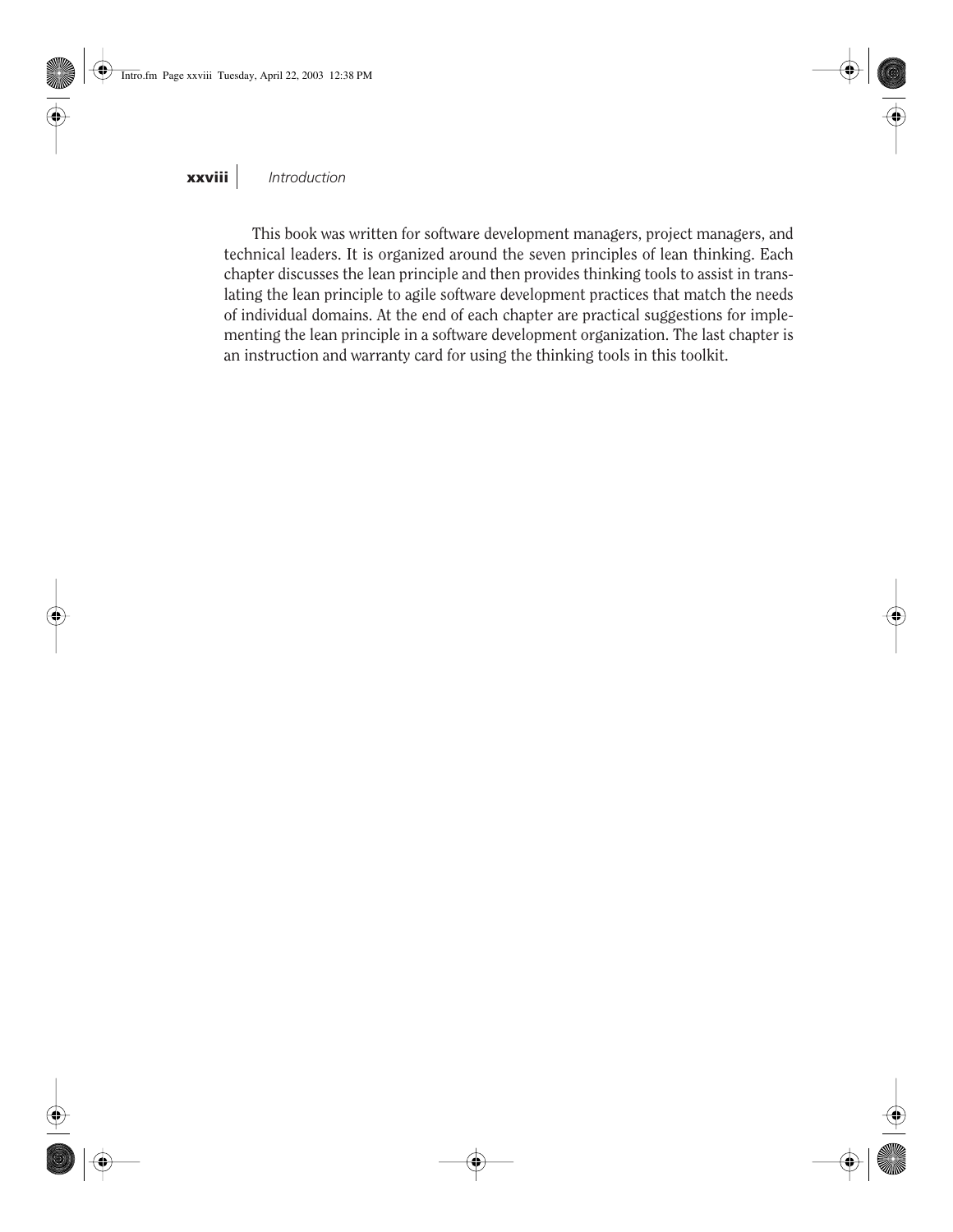This book was written for software development managers, project managers, and technical leaders. It is organized around the seven principles of lean thinking. Each chapter discusses the lean principle and then provides thinking tools to assist in translating the lean principle to agile software development practices that match the needs of individual domains. At the end of each chapter are practical suggestions for implementing the lean principle in a software development organization. The last chapter is an instruction and warranty card for using the thinking tools in this toolkit.